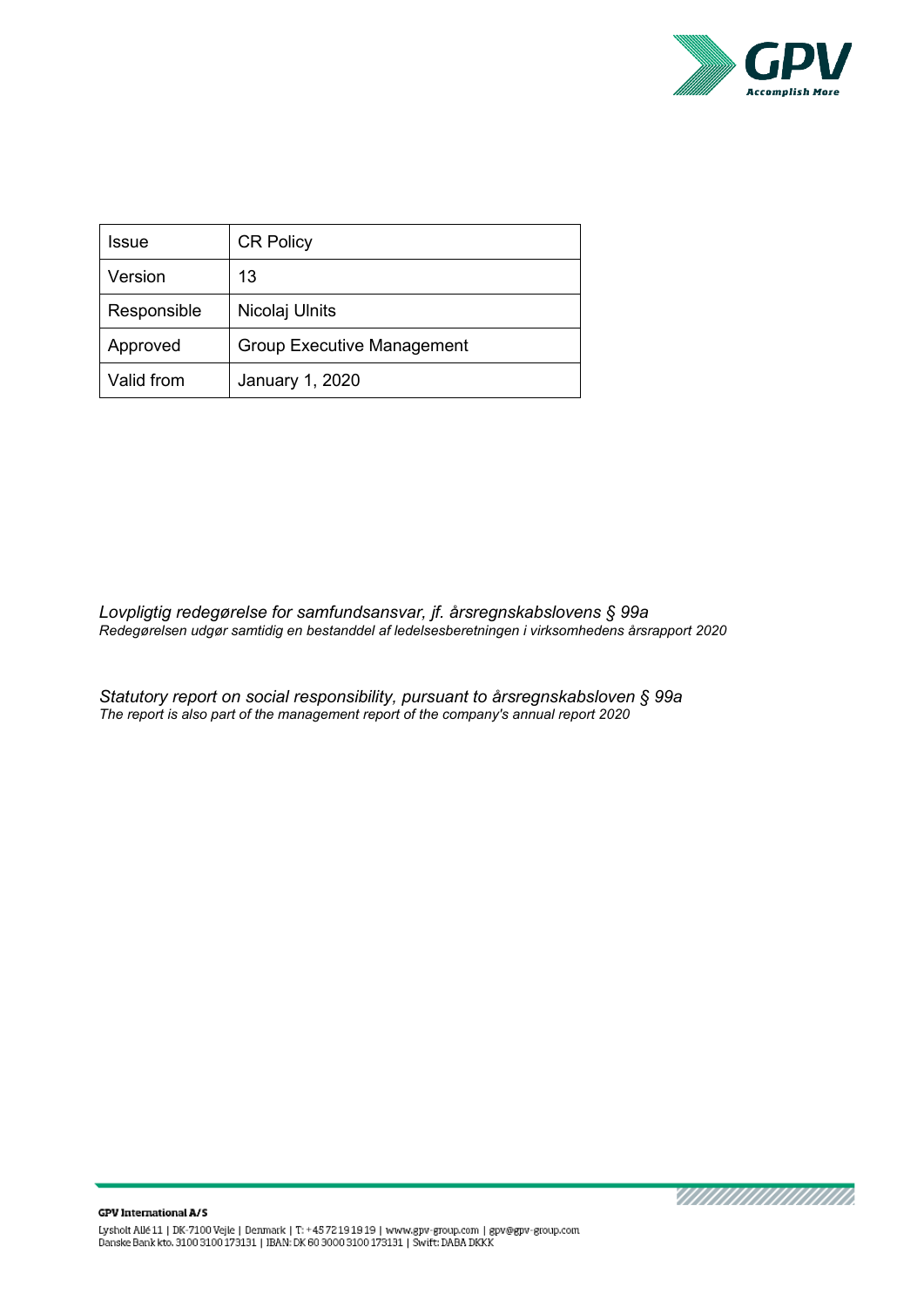| Issue | CR Policy |
|---|---|
| Version | 13 |
| Responsible | Nicolaj Ulnits |
| Approved | Group Executive Management |
| Valid from | January 1, 2020 |

*Lovpligtig redegørelse for samfundsansvar, jf. årsregnskabslovens § 99a*
*Redegørelsen udgør samtidig en bestanddel af ledelsesberetningen i virksomhedens årsrapport 2020*

*Statutory report on social responsibility, pursuant to årsregnskabsloven § 99a*
*The report is also part of the management report of the company's annual report 2020*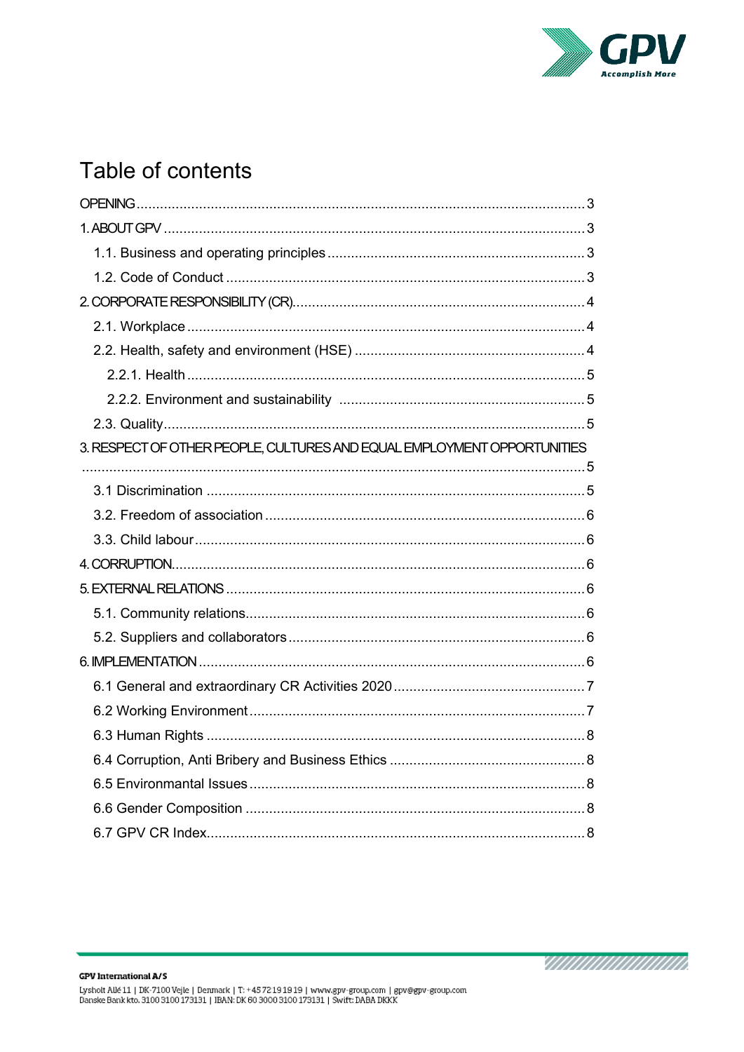# Table of contents

- OPENING ..... 3
- 1. ABOUT GPV ..... 3
  - 1.1. Business and operating principles ..... 3
  - 1.2. Code of Conduct ..... 3
- 2. CORPORATE RESPONSIBILITY (CR) ..... 4
  - 2.1. Workplace ..... 4
  - 2.2. Health, safety and environment (HSE) ..... 4
    - 2.2.1. Health ..... 5
    - 2.2.2. Environment and sustainability ..... 5
  - 2.3. Quality ..... 5
- 3. RESPECT OF OTHER PEOPLE, CULTURES AND EQUAL EMPLOYMENT OPPORTUNITIES ..... 5
  - 3.1 Discrimination ..... 5
  - 3.2. Freedom of association ..... 6
  - 3.3. Child labour ..... 6
- 4. CORRUPTION ..... 6
- 5. EXTERNAL RELATIONS ..... 6
  - 5.1. Community relations ..... 6
  - 5.2. Suppliers and collaborators ..... 6
- 6. IMPLEMENTATION ..... 6
  - 6.1 General and extraordinary CR Activities 2020 ..... 7
  - 6.2 Working Environment ..... 7
  - 6.3 Human Rights ..... 8
  - 6.4 Corruption, Anti Bribery and Business Ethics ..... 8
  - 6.5 Environmantal Issues ..... 8
  - 6.6 Gender Composition ..... 8
  - 6.7 GPV CR Index ..... 8

**GPV International A/S**
Lysholt Allé 11 | DK-7100 Vejle | Denmark | T: +45 72 19 19 19 | www.gpv-group.com | gpv@gpv-group.com
Danske Bank kto. 3100 3100 173131 | IBAN: DK 60 3000 3100 173131 | Swift: DABA DKKK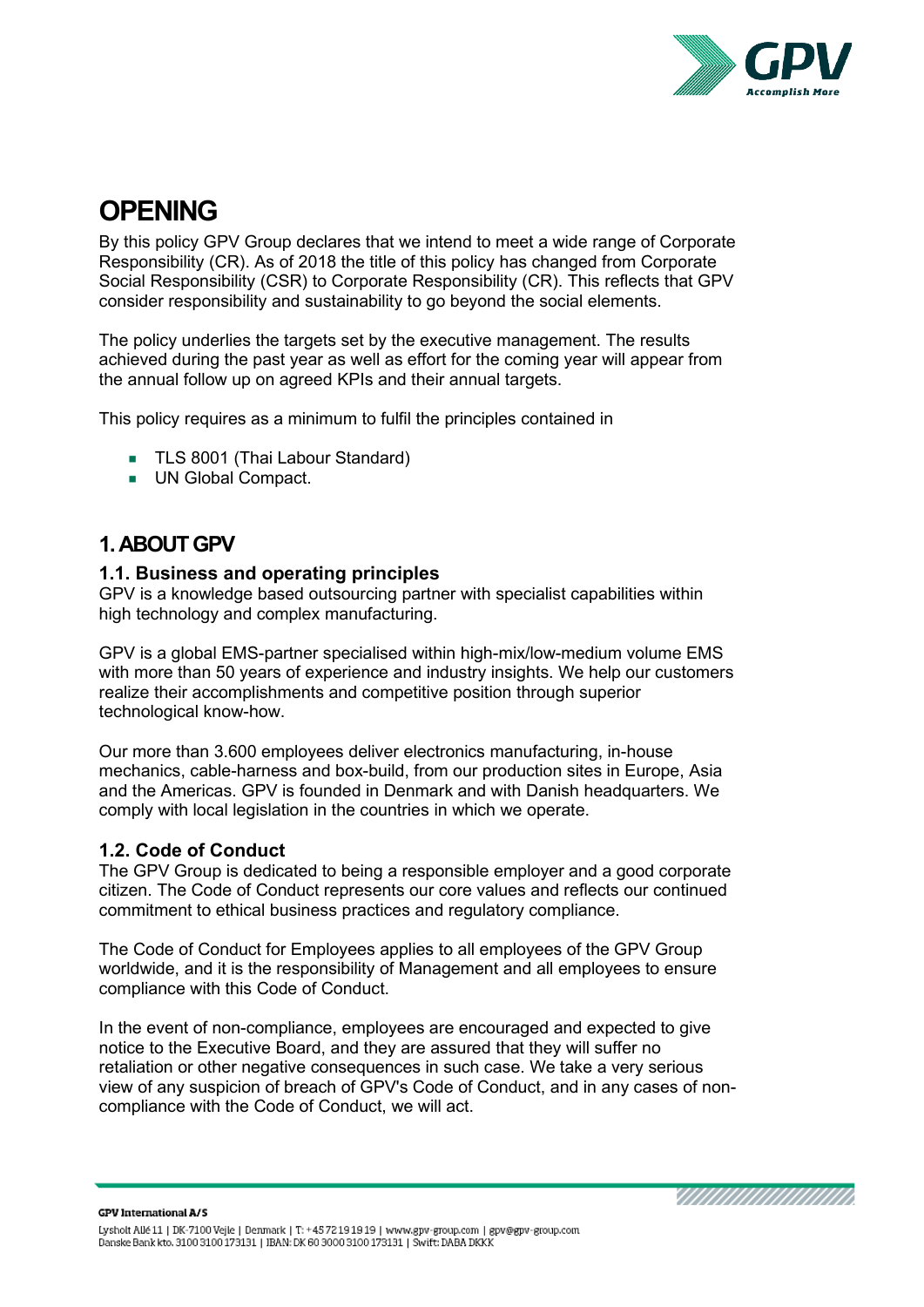# OPENING

By this policy GPV Group declares that we intend to meet a wide range of Corporate Responsibility (CR). As of 2018 the title of this policy has changed from Corporate Social Responsibility (CSR) to Corporate Responsibility (CR). This reflects that GPV consider responsibility and sustainability to go beyond the social elements.

The policy underlies the targets set by the executive management. The results achieved during the past year as well as effort for the coming year will appear from the annual follow up on agreed KPIs and their annual targets.

This policy requires as a minimum to fulfil the principles contained in

- TLS 8001 (Thai Labour Standard)
- UN Global Compact.

## 1. ABOUT GPV

### 1.1. Business and operating principles

GPV is a knowledge based outsourcing partner with specialist capabilities within high technology and complex manufacturing.

GPV is a global EMS-partner specialised within high-mix/low-medium volume EMS with more than 50 years of experience and industry insights. We help our customers realize their accomplishments and competitive position through superior technological know-how.

Our more than 3.600 employees deliver electronics manufacturing, in-house mechanics, cable-harness and box-build, from our production sites in Europe, Asia and the Americas. GPV is founded in Denmark and with Danish headquarters. We comply with local legislation in the countries in which we operate.

### 1.2. Code of Conduct

The GPV Group is dedicated to being a responsible employer and a good corporate citizen. The Code of Conduct represents our core values and reflects our continued commitment to ethical business practices and regulatory compliance.

The Code of Conduct for Employees applies to all employees of the GPV Group worldwide, and it is the responsibility of Management and all employees to ensure compliance with this Code of Conduct.

In the event of non-compliance, employees are encouraged and expected to give notice to the Executive Board, and they are assured that they will suffer no retaliation or other negative consequences in such case. We take a very serious view of any suspicion of breach of GPV's Code of Conduct, and in any cases of non-compliance with the Code of Conduct, we will act.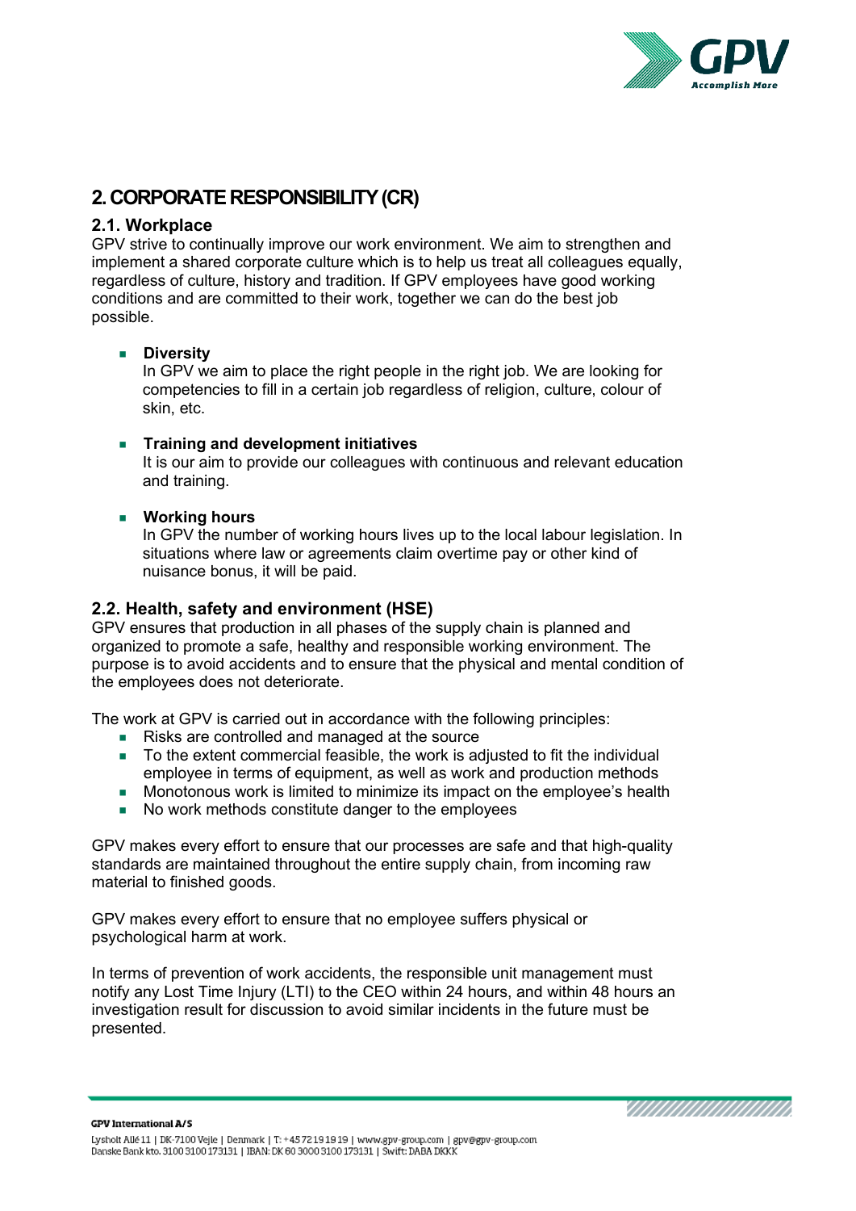## 2. CORPORATE RESPONSIBILITY (CR)

### 2.1. Workplace

GPV strive to continually improve our work environment. We aim to strengthen and implement a shared corporate culture which is to help us treat all colleagues equally, regardless of culture, history and tradition. If GPV employees have good working conditions and are committed to their work, together we can do the best job possible.

- **Diversity**
  In GPV we aim to place the right people in the right job. We are looking for competencies to fill in a certain job regardless of religion, culture, colour of skin, etc.

- **Training and development initiatives**
  It is our aim to provide our colleagues with continuous and relevant education and training.

- **Working hours**
  In GPV the number of working hours lives up to the local labour legislation. In situations where law or agreements claim overtime pay or other kind of nuisance bonus, it will be paid.

### 2.2. Health, safety and environment (HSE)

GPV ensures that production in all phases of the supply chain is planned and organized to promote a safe, healthy and responsible working environment. The purpose is to avoid accidents and to ensure that the physical and mental condition of the employees does not deteriorate.

The work at GPV is carried out in accordance with the following principles:

- Risks are controlled and managed at the source
- To the extent commercial feasible, the work is adjusted to fit the individual employee in terms of equipment, as well as work and production methods
- Monotonous work is limited to minimize its impact on the employee's health
- No work methods constitute danger to the employees

GPV makes every effort to ensure that our processes are safe and that high-quality standards are maintained throughout the entire supply chain, from incoming raw material to finished goods.

GPV makes every effort to ensure that no employee suffers physical or psychological harm at work.

In terms of prevention of work accidents, the responsible unit management must notify any Lost Time Injury (LTI) to the CEO within 24 hours, and within 48 hours an investigation result for discussion to avoid similar incidents in the future must be presented.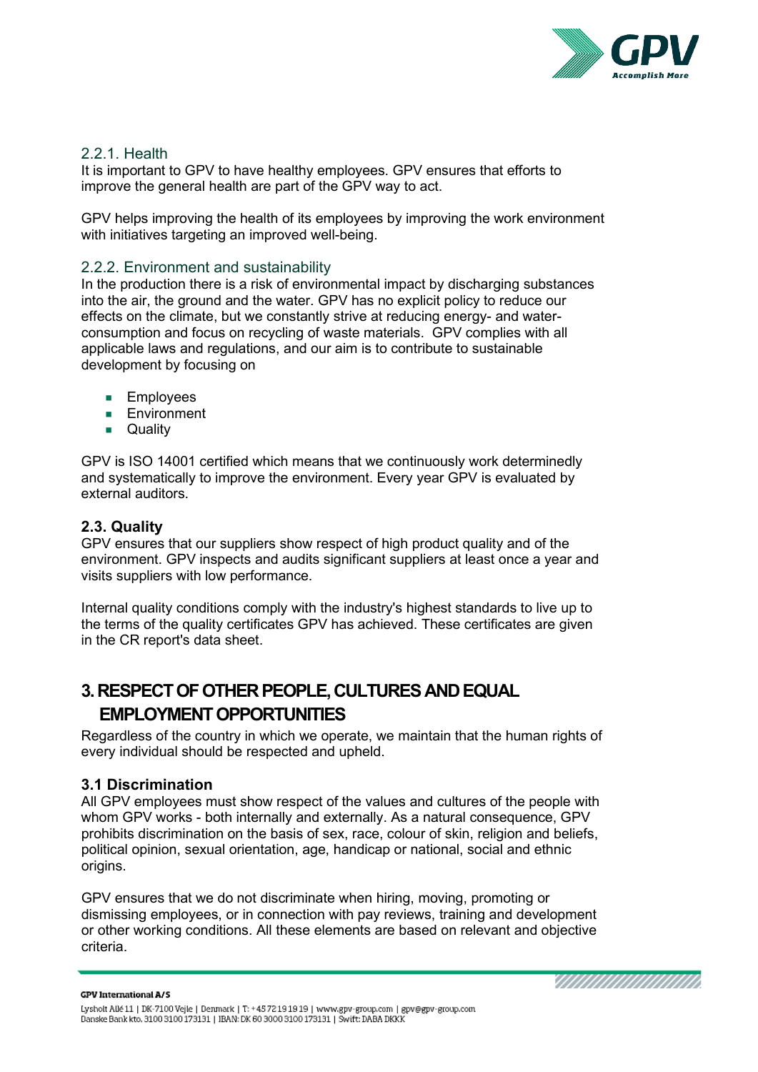### 2.2.1. Health

It is important to GPV to have healthy employees. GPV ensures that efforts to improve the general health are part of the GPV way to act.

GPV helps improving the health of its employees by improving the work environment with initiatives targeting an improved well-being.

### 2.2.2. Environment and sustainability

In the production there is a risk of environmental impact by discharging substances into the air, the ground and the water. GPV has no explicit policy to reduce our effects on the climate, but we constantly strive at reducing energy- and water-consumption and focus on recycling of waste materials. GPV complies with all applicable laws and regulations, and our aim is to contribute to sustainable development by focusing on

- Employees
- Environment
- Quality

GPV is ISO 14001 certified which means that we continuously work determinedly and systematically to improve the environment. Every year GPV is evaluated by external auditors.

### 2.3. Quality

GPV ensures that our suppliers show respect of high product quality and of the environment. GPV inspects and audits significant suppliers at least once a year and visits suppliers with low performance.

Internal quality conditions comply with the industry's highest standards to live up to the terms of the quality certificates GPV has achieved. These certificates are given in the CR report's data sheet.

## 3. RESPECT OF OTHER PEOPLE, CULTURES AND EQUAL EMPLOYMENT OPPORTUNITIES

Regardless of the country in which we operate, we maintain that the human rights of every individual should be respected and upheld.

### 3.1 Discrimination

All GPV employees must show respect of the values and cultures of the people with whom GPV works - both internally and externally. As a natural consequence, GPV prohibits discrimination on the basis of sex, race, colour of skin, religion and beliefs, political opinion, sexual orientation, age, handicap or national, social and ethnic origins.

GPV ensures that we do not discriminate when hiring, moving, promoting or dismissing employees, or in connection with pay reviews, training and development or other working conditions. All these elements are based on relevant and objective criteria.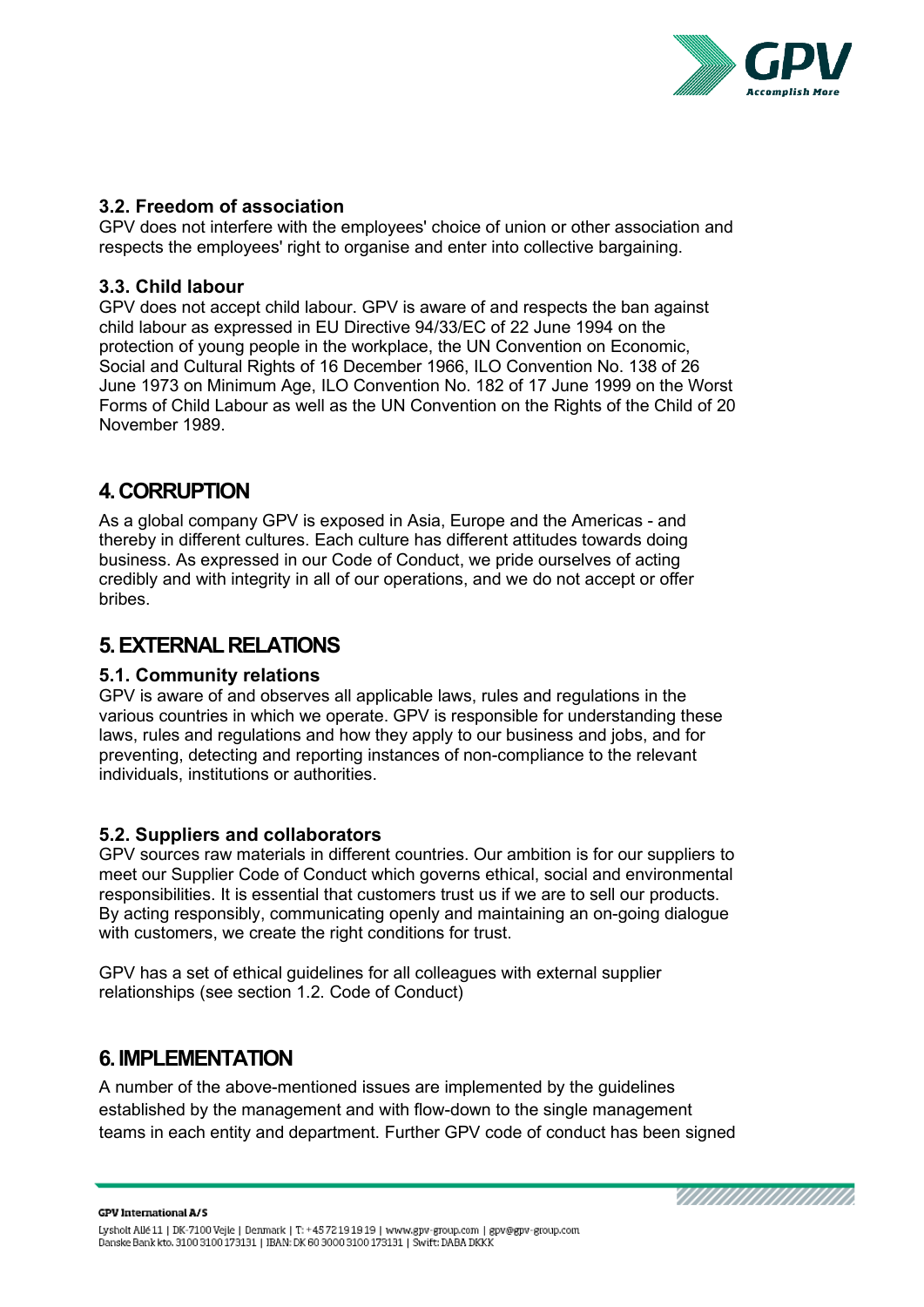### 3.2. Freedom of association

GPV does not interfere with the employees' choice of union or other association and respects the employees' right to organise and enter into collective bargaining.

### 3.3. Child labour

GPV does not accept child labour. GPV is aware of and respects the ban against child labour as expressed in EU Directive 94/33/EC of 22 June 1994 on the protection of young people in the workplace, the UN Convention on Economic, Social and Cultural Rights of 16 December 1966, ILO Convention No. 138 of 26 June 1973 on Minimum Age, ILO Convention No. 182 of 17 June 1999 on the Worst Forms of Child Labour as well as the UN Convention on the Rights of the Child of 20 November 1989.

## 4. CORRUPTION

As a global company GPV is exposed in Asia, Europe and the Americas - and thereby in different cultures. Each culture has different attitudes towards doing business. As expressed in our Code of Conduct, we pride ourselves of acting credibly and with integrity in all of our operations, and we do not accept or offer bribes.

## 5. EXTERNAL RELATIONS

### 5.1. Community relations

GPV is aware of and observes all applicable laws, rules and regulations in the various countries in which we operate. GPV is responsible for understanding these laws, rules and regulations and how they apply to our business and jobs, and for preventing, detecting and reporting instances of non-compliance to the relevant individuals, institutions or authorities.

### 5.2. Suppliers and collaborators

GPV sources raw materials in different countries. Our ambition is for our suppliers to meet our Supplier Code of Conduct which governs ethical, social and environmental responsibilities. It is essential that customers trust us if we are to sell our products. By acting responsibly, communicating openly and maintaining an on-going dialogue with customers, we create the right conditions for trust.

GPV has a set of ethical guidelines for all colleagues with external supplier relationships (see section 1.2. Code of Conduct)

## 6. IMPLEMENTATION

A number of the above-mentioned issues are implemented by the guidelines established by the management and with flow-down to the single management teams in each entity and department. Further GPV code of conduct has been signed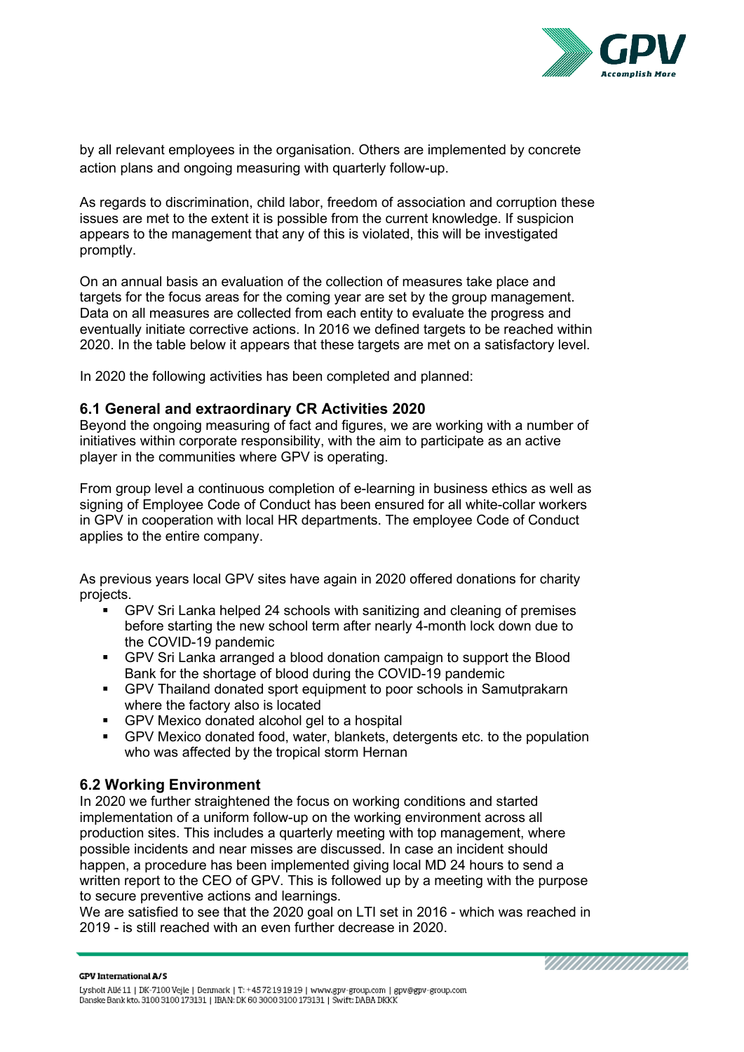by all relevant employees in the organisation. Others are implemented by concrete action plans and ongoing measuring with quarterly follow-up.

As regards to discrimination, child labor, freedom of association and corruption these issues are met to the extent it is possible from the current knowledge. If suspicion appears to the management that any of this is violated, this will be investigated promptly.

On an annual basis an evaluation of the collection of measures take place and targets for the focus areas for the coming year are set by the group management. Data on all measures are collected from each entity to evaluate the progress and eventually initiate corrective actions. In 2016 we defined targets to be reached within 2020. In the table below it appears that these targets are met on a satisfactory level.

In 2020 the following activities has been completed and planned:

### 6.1 General and extraordinary CR Activities 2020

Beyond the ongoing measuring of fact and figures, we are working with a number of initiatives within corporate responsibility, with the aim to participate as an active player in the communities where GPV is operating.

From group level a continuous completion of e-learning in business ethics as well as signing of Employee Code of Conduct has been ensured for all white-collar workers in GPV in cooperation with local HR departments. The employee Code of Conduct applies to the entire company.

As previous years local GPV sites have again in 2020 offered donations for charity projects.

- GPV Sri Lanka helped 24 schools with sanitizing and cleaning of premises before starting the new school term after nearly 4-month lock down due to the COVID-19 pandemic
- GPV Sri Lanka arranged a blood donation campaign to support the Blood Bank for the shortage of blood during the COVID-19 pandemic
- GPV Thailand donated sport equipment to poor schools in Samutprakarn where the factory also is located
- GPV Mexico donated alcohol gel to a hospital
- GPV Mexico donated food, water, blankets, detergents etc. to the population who was affected by the tropical storm Hernan

### 6.2 Working Environment

In 2020 we further straightened the focus on working conditions and started implementation of a uniform follow-up on the working environment across all production sites. This includes a quarterly meeting with top management, where possible incidents and near misses are discussed. In case an incident should happen, a procedure has been implemented giving local MD 24 hours to send a written report to the CEO of GPV. This is followed up by a meeting with the purpose to secure preventive actions and learnings.

We are satisfied to see that the 2020 goal on LTI set in 2016 - which was reached in 2019 - is still reached with an even further decrease in 2020.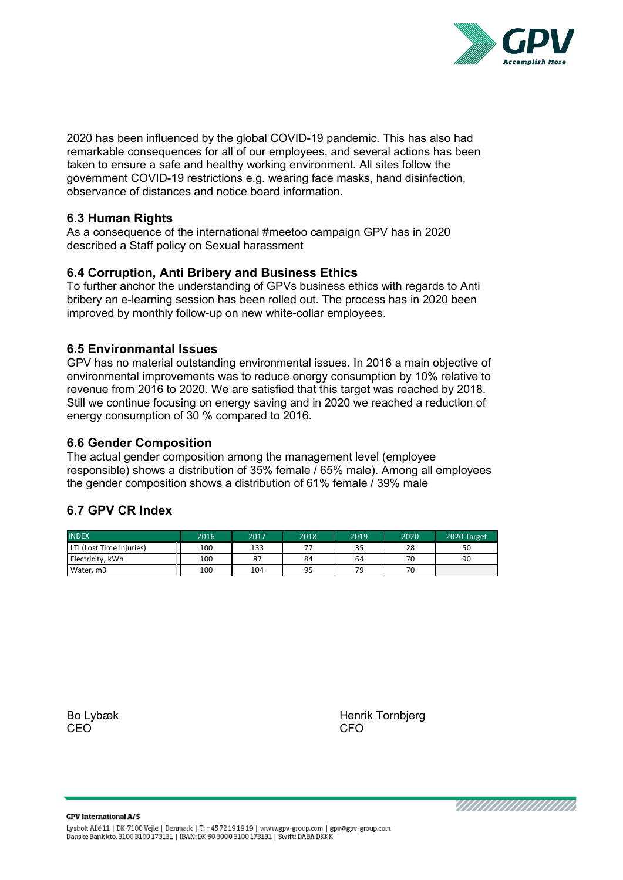2020 has been influenced by the global COVID-19 pandemic. This has also had remarkable consequences for all of our employees, and several actions has been taken to ensure a safe and healthy working environment. All sites follow the government COVID-19 restrictions e.g. wearing face masks, hand disinfection, observance of distances and notice board information.

### 6.3 Human Rights

As a consequence of the international #meetoo campaign GPV has in 2020 described a Staff policy on Sexual harassment

### 6.4 Corruption, Anti Bribery and Business Ethics

To further anchor the understanding of GPVs business ethics with regards to Anti bribery an e-learning session has been rolled out. The process has in 2020 been improved by monthly follow-up on new white-collar employees.

### 6.5 Environmantal Issues

GPV has no material outstanding environmental issues. In 2016 a main objective of environmental improvements was to reduce energy consumption by 10% relative to revenue from 2016 to 2020. We are satisfied that this target was reached by 2018. Still we continue focusing on energy saving and in 2020 we reached a reduction of energy consumption of 30 % compared to 2016.

### 6.6 Gender Composition

The actual gender composition among the management level (employee responsible) shows a distribution of 35% female / 65% male). Among all employees the gender composition shows a distribution of 61% female / 39% male

### 6.7 GPV CR Index

| INDEX | 2016 | 2017 | 2018 | 2019 | 2020 | 2020 Target |
|---|---|---|---|---|---|---|
| LTI (Lost Time Injuries) | 100 | 133 | 77 | 35 | 28 | 50 |
| Electricity, kWh | 100 | 87 | 84 | 64 | 70 | 90 |
| Water, m3 | 100 | 104 | 95 | 79 | 70 | |

Bo Lybæk
CEO

Henrik Tornbjerg
CFO

**GPV International A/S**

Lysholt Allé 11 | DK-7100 Vejle | Denmark | T: +45 72 19 19 19 | www.gpv-group.com | gpv@gpv-group.com
Danske Bank kto. 3100 3100 173131 | IBAN: DK 60 3000 3100 173131 | Swift: DABA DKKK